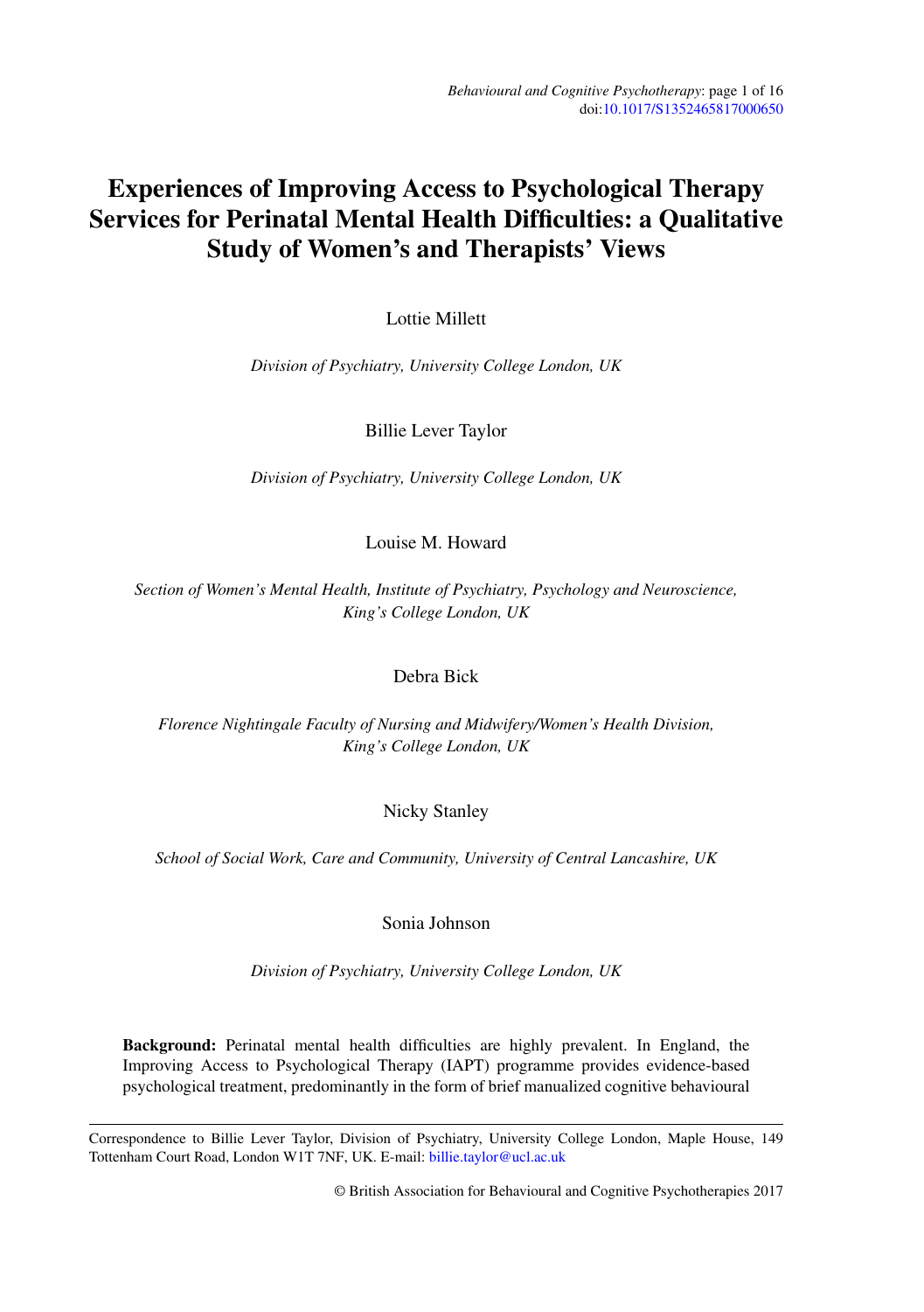# Experiences of Improving Access to Psychological Therapy Services for Perinatal Mental Health Difficulties: a Qualitative Study of Women's and Therapists' Views

Lottie Millett

*Division of Psychiatry, University College London, UK*

Billie Lever Taylor

*Division of Psychiatry, University College London, UK*

Louise M. Howard

*Section of Women's Mental Health, Institute of Psychiatry, Psychology and Neuroscience, King's College London, UK*

Debra Bick

*Florence Nightingale Faculty of Nursing and Midwifery/Women's Health Division, King's College London, UK*

Nicky Stanley

*School of Social Work, Care and Community, University of Central Lancashire, UK*

Sonia Johnson

*Division of Psychiatry, University College London, UK*

**Background:** Perinatal mental health difficulties are highly prevalent. In England, the Improving Access to Psychological Therapy (IAPT) programme provides evidence-based psychological treatment, predominantly in the form of brief manualized cognitive behavioural

---

Correspondence to Billie Lever Taylor, Division of Psychiatry, University College London, Maple House, 149 Tottenham Court Road, London W1T 7NF, UK. E-mail: billie.taylor@ucl.ac.uk

© British Association for Behavioural and Cognitive Psychotherapies 2017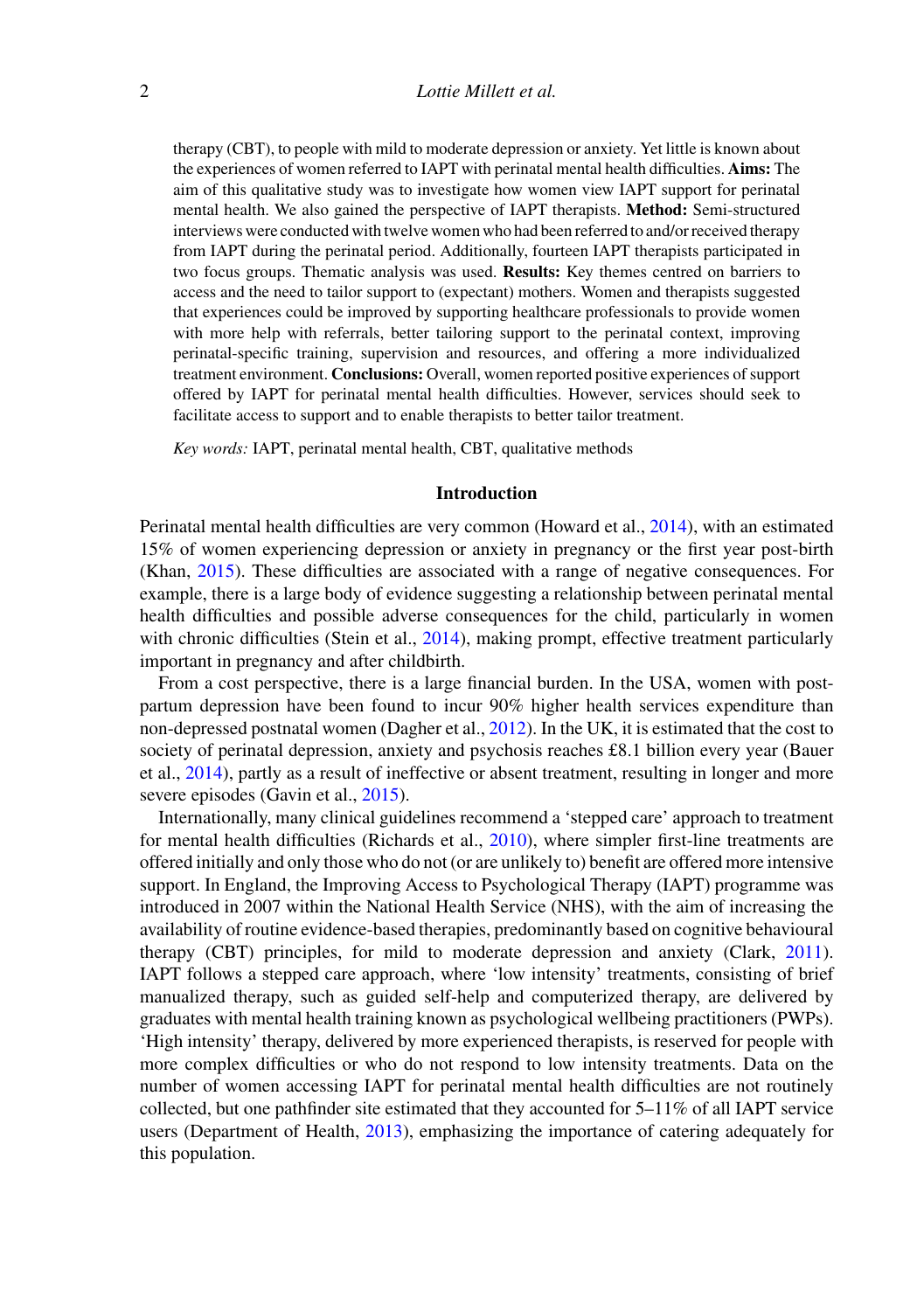therapy (CBT), to people with mild to moderate depression or anxiety. Yet little is known about the experiences of women referred to IAPT with perinatal mental health difficulties. **Aims:** The aim of this qualitative study was to investigate how women view IAPT support for perinatal mental health. We also gained the perspective of IAPT therapists. **Method:** Semi-structured interviews were conducted with twelve women who had been referred to and/or received therapy from IAPT during the perinatal period. Additionally, fourteen IAPT therapists participated in two focus groups. Thematic analysis was used. **Results:** Key themes centred on barriers to access and the need to tailor support to (expectant) mothers. Women and therapists suggested that experiences could be improved by supporting healthcare professionals to provide women with more help with referrals, better tailoring support to the perinatal context, improving perinatal-specific training, supervision and resources, and offering a more individualized treatment environment. **Conclusions:** Overall, women reported positive experiences of support offered by IAPT for perinatal mental health difficulties. However, services should seek to facilitate access to support and to enable therapists to better tailor treatment.

*Key words:* IAPT, perinatal mental health, CBT, qualitative methods

## Introduction

Perinatal mental health difficulties are very common (Howard et al., 2014), with an estimated 15% of women experiencing depression or anxiety in pregnancy or the first year post-birth (Khan, 2015). These difficulties are associated with a range of negative consequences. For example, there is a large body of evidence suggesting a relationship between perinatal mental health difficulties and possible adverse consequences for the child, particularly in women with chronic difficulties (Stein et al., 2014), making prompt, effective treatment particularly important in pregnancy and after childbirth.

From a cost perspective, there is a large financial burden. In the USA, women with postpartum depression have been found to incur 90% higher health services expenditure than non-depressed postnatal women (Dagher et al., 2012). In the UK, it is estimated that the cost to society of perinatal depression, anxiety and psychosis reaches £8.1 billion every year (Bauer et al., 2014), partly as a result of ineffective or absent treatment, resulting in longer and more severe episodes (Gavin et al., 2015).

Internationally, many clinical guidelines recommend a 'stepped care' approach to treatment for mental health difficulties (Richards et al., 2010), where simpler first-line treatments are offered initially and only those who do not (or are unlikely to) benefit are offered more intensive support. In England, the Improving Access to Psychological Therapy (IAPT) programme was introduced in 2007 within the National Health Service (NHS), with the aim of increasing the availability of routine evidence-based therapies, predominantly based on cognitive behavioural therapy (CBT) principles, for mild to moderate depression and anxiety (Clark, 2011). IAPT follows a stepped care approach, where 'low intensity' treatments, consisting of brief manualized therapy, such as guided self-help and computerized therapy, are delivered by graduates with mental health training known as psychological wellbeing practitioners (PWPs). 'High intensity' therapy, delivered by more experienced therapists, is reserved for people with more complex difficulties or who do not respond to low intensity treatments. Data on the number of women accessing IAPT for perinatal mental health difficulties are not routinely collected, but one pathfinder site estimated that they accounted for 5–11% of all IAPT service users (Department of Health, 2013), emphasizing the importance of catering adequately for this population.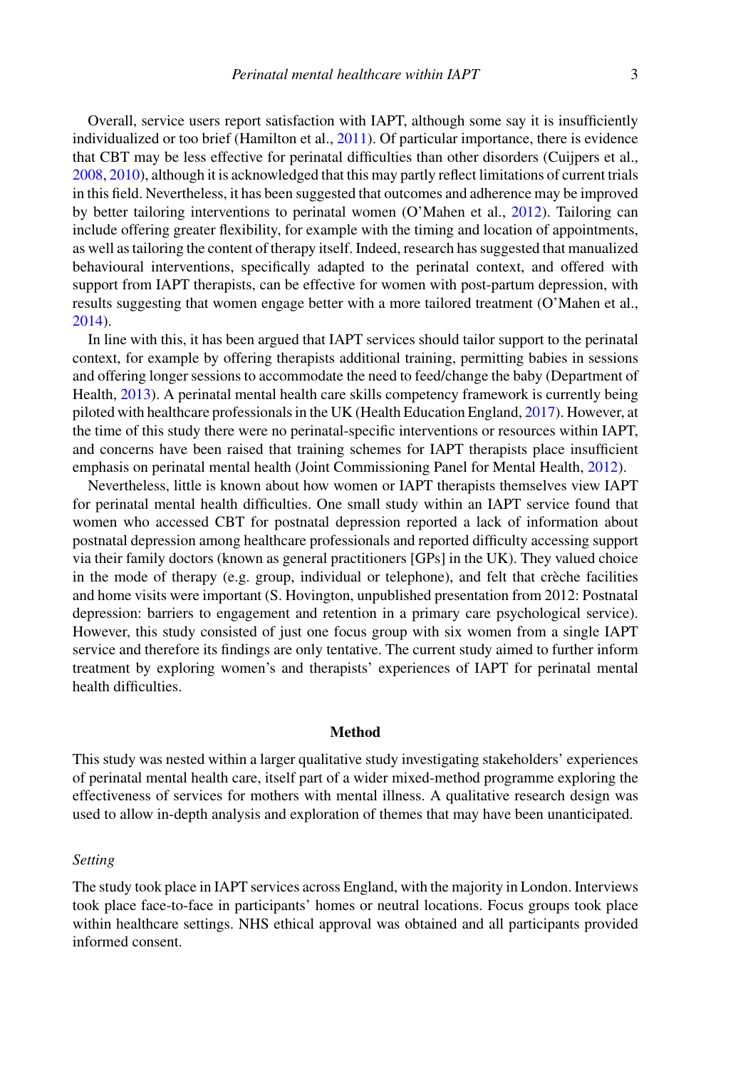Overall, service users report satisfaction with IAPT, although some say it is insufficiently individualized or too brief (Hamilton et al., 2011). Of particular importance, there is evidence that CBT may be less effective for perinatal difficulties than other disorders (Cuijpers et al., 2008, 2010), although it is acknowledged that this may partly reflect limitations of current trials in this field. Nevertheless, it has been suggested that outcomes and adherence may be improved by better tailoring interventions to perinatal women (O'Mahen et al., 2012). Tailoring can include offering greater flexibility, for example with the timing and location of appointments, as well as tailoring the content of therapy itself. Indeed, research has suggested that manualized behavioural interventions, specifically adapted to the perinatal context, and offered with support from IAPT therapists, can be effective for women with post-partum depression, with results suggesting that women engage better with a more tailored treatment (O'Mahen et al., 2014).

In line with this, it has been argued that IAPT services should tailor support to the perinatal context, for example by offering therapists additional training, permitting babies in sessions and offering longer sessions to accommodate the need to feed/change the baby (Department of Health, 2013). A perinatal mental health care skills competency framework is currently being piloted with healthcare professionals in the UK (Health Education England, 2017). However, at the time of this study there were no perinatal-specific interventions or resources within IAPT, and concerns have been raised that training schemes for IAPT therapists place insufficient emphasis on perinatal mental health (Joint Commissioning Panel for Mental Health, 2012).

Nevertheless, little is known about how women or IAPT therapists themselves view IAPT for perinatal mental health difficulties. One small study within an IAPT service found that women who accessed CBT for postnatal depression reported a lack of information about postnatal depression among healthcare professionals and reported difficulty accessing support via their family doctors (known as general practitioners [GPs] in the UK). They valued choice in the mode of therapy (e.g. group, individual or telephone), and felt that crèche facilities and home visits were important (S. Hovington, unpublished presentation from 2012: Postnatal depression: barriers to engagement and retention in a primary care psychological service). However, this study consisted of just one focus group with six women from a single IAPT service and therefore its findings are only tentative. The current study aimed to further inform treatment by exploring women's and therapists' experiences of IAPT for perinatal mental health difficulties.

## Method

This study was nested within a larger qualitative study investigating stakeholders' experiences of perinatal mental health care, itself part of a wider mixed-method programme exploring the effectiveness of services for mothers with mental illness. A qualitative research design was used to allow in-depth analysis and exploration of themes that may have been unanticipated.

### *Setting*

The study took place in IAPT services across England, with the majority in London. Interviews took place face-to-face in participants' homes or neutral locations. Focus groups took place within healthcare settings. NHS ethical approval was obtained and all participants provided informed consent.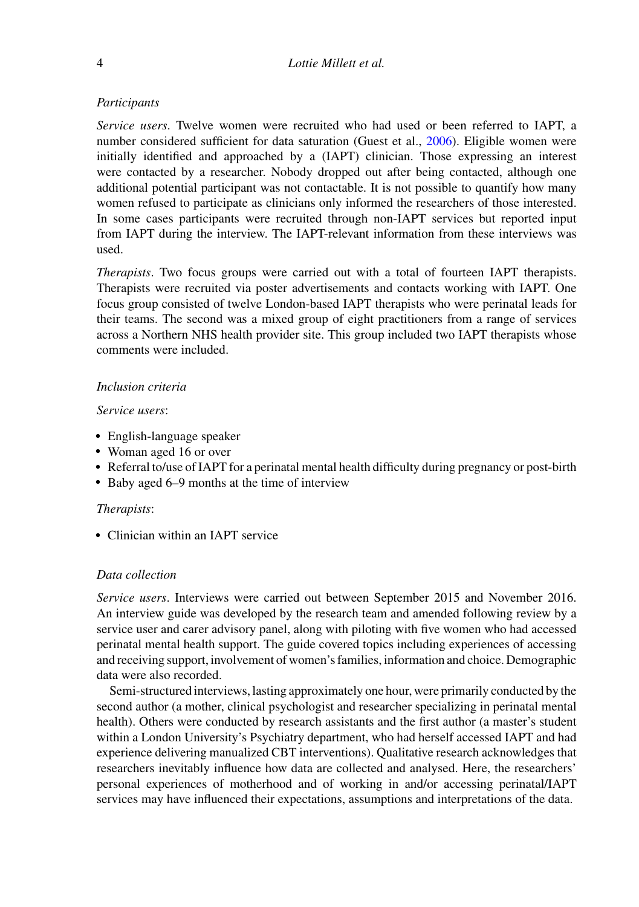*Participants*

*Service users*. Twelve women were recruited who had used or been referred to IAPT, a number considered sufficient for data saturation (Guest et al., 2006). Eligible women were initially identified and approached by a (IAPT) clinician. Those expressing an interest were contacted by a researcher. Nobody dropped out after being contacted, although one additional potential participant was not contactable. It is not possible to quantify how many women refused to participate as clinicians only informed the researchers of those interested. In some cases participants were recruited through non-IAPT services but reported input from IAPT during the interview. The IAPT-relevant information from these interviews was used.

*Therapists*. Two focus groups were carried out with a total of fourteen IAPT therapists. Therapists were recruited via poster advertisements and contacts working with IAPT. One focus group consisted of twelve London-based IAPT therapists who were perinatal leads for their teams. The second was a mixed group of eight practitioners from a range of services across a Northern NHS health provider site. This group included two IAPT therapists whose comments were included.

*Inclusion criteria*

*Service users*:

- English-language speaker
- Woman aged 16 or over
- Referral to/use of IAPT for a perinatal mental health difficulty during pregnancy or post-birth
- Baby aged 6–9 months at the time of interview

*Therapists*:

- Clinician within an IAPT service

*Data collection*

*Service users*. Interviews were carried out between September 2015 and November 2016. An interview guide was developed by the research team and amended following review by a service user and carer advisory panel, along with piloting with five women who had accessed perinatal mental health support. The guide covered topics including experiences of accessing and receiving support, involvement of women's families, information and choice. Demographic data were also recorded.

Semi-structured interviews, lasting approximately one hour, were primarily conducted by the second author (a mother, clinical psychologist and researcher specializing in perinatal mental health). Others were conducted by research assistants and the first author (a master's student within a London University's Psychiatry department, who had herself accessed IAPT and had experience delivering manualized CBT interventions). Qualitative research acknowledges that researchers inevitably influence how data are collected and analysed. Here, the researchers' personal experiences of motherhood and of working in and/or accessing perinatal/IAPT services may have influenced their expectations, assumptions and interpretations of the data.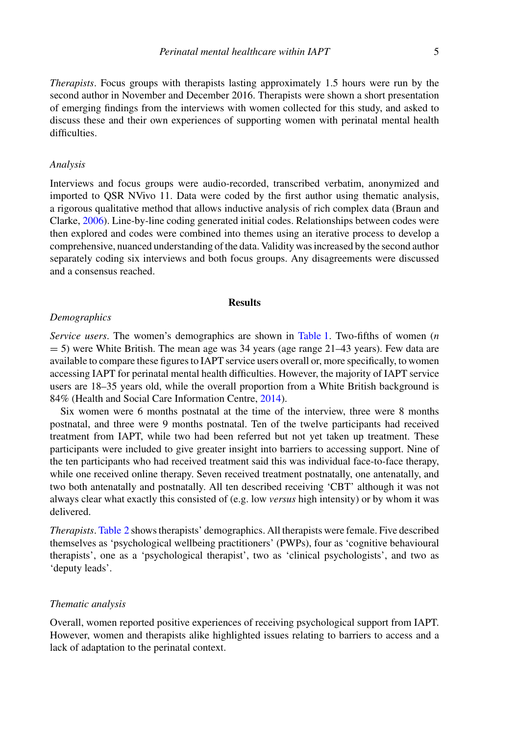*Therapists*. Focus groups with therapists lasting approximately 1.5 hours were run by the second author in November and December 2016. Therapists were shown a short presentation of emerging findings from the interviews with women collected for this study, and asked to discuss these and their own experiences of supporting women with perinatal mental health difficulties.

### *Analysis*

Interviews and focus groups were audio-recorded, transcribed verbatim, anonymized and imported to QSR NVivo 11. Data were coded by the first author using thematic analysis, a rigorous qualitative method that allows inductive analysis of rich complex data (Braun and Clarke, 2006). Line-by-line coding generated initial codes. Relationships between codes were then explored and codes were combined into themes using an iterative process to develop a comprehensive, nuanced understanding of the data. Validity was increased by the second author separately coding six interviews and both focus groups. Any disagreements were discussed and a consensus reached.

## **Results**

### *Demographics*

*Service users*. The women's demographics are shown in Table 1. Two-fifths of women ($n = 5$) were White British. The mean age was 34 years (age range 21–43 years). Few data are available to compare these figures to IAPT service users overall or, more specifically, to women accessing IAPT for perinatal mental health difficulties. However, the majority of IAPT service users are 18–35 years old, while the overall proportion from a White British background is 84% (Health and Social Care Information Centre, 2014).

Six women were 6 months postnatal at the time of the interview, three were 8 months postnatal, and three were 9 months postnatal. Ten of the twelve participants had received treatment from IAPT, while two had been referred but not yet taken up treatment. These participants were included to give greater insight into barriers to accessing support. Nine of the ten participants who had received treatment said this was individual face-to-face therapy, while one received online therapy. Seven received treatment postnatally, one antenatally, and two both antenatally and postnatally. All ten described receiving 'CBT' although it was not always clear what exactly this consisted of (e.g. low *versus* high intensity) or by whom it was delivered.

*Therapists*. Table 2 shows therapists' demographics. All therapists were female. Five described themselves as 'psychological wellbeing practitioners' (PWPs), four as 'cognitive behavioural therapists', one as a 'psychological therapist', two as 'clinical psychologists', and two as 'deputy leads'.

### *Thematic analysis*

Overall, women reported positive experiences of receiving psychological support from IAPT. However, women and therapists alike highlighted issues relating to barriers to access and a lack of adaptation to the perinatal context.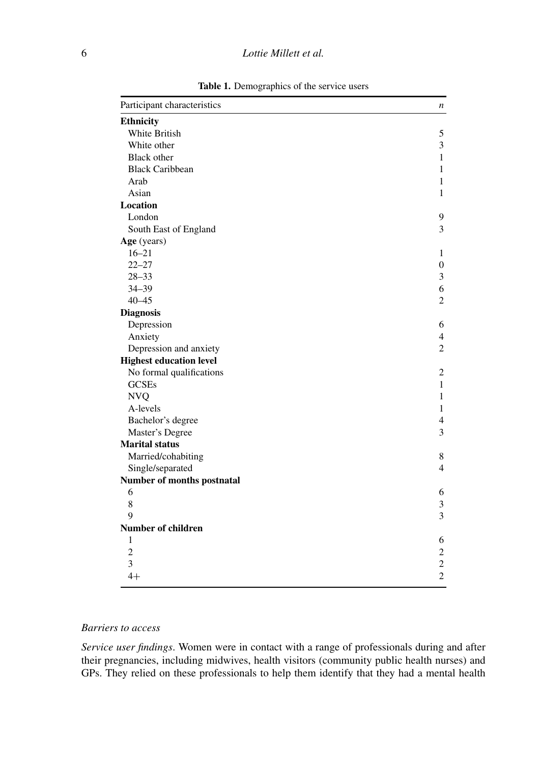**Table 1.** Demographics of the service users

| Participant characteristics | *n* |
|---|---|
| **Ethnicity** | |
| White British | 5 |
| White other | 3 |
| Black other | 1 |
| Black Caribbean | 1 |
| Arab | 1 |
| Asian | 1 |
| **Location** | |
| London | 9 |
| South East of England | 3 |
| **Age** (years) | |
| 16–21 | 1 |
| 22–27 | 0 |
| 28–33 | 3 |
| 34–39 | 6 |
| 40–45 | 2 |
| **Diagnosis** | |
| Depression | 6 |
| Anxiety | 4 |
| Depression and anxiety | 2 |
| **Highest education level** | |
| No formal qualifications | 2 |
| GCSEs | 1 |
| NVQ | 1 |
| A-levels | 1 |
| Bachelor's degree | 4 |
| Master's Degree | 3 |
| **Marital status** | |
| Married/cohabiting | 8 |
| Single/separated | 4 |
| **Number of months postnatal** | |
| 6 | 6 |
| 8 | 3 |
| 9 | 3 |
| **Number of children** | |
| 1 | 6 |
| 2 | 2 |
| 3 | 2 |
| 4+ | 2 |

### *Barriers to access*

*Service user findings*. Women were in contact with a range of professionals during and after their pregnancies, including midwives, health visitors (community public health nurses) and GPs. They relied on these professionals to help them identify that they had a mental health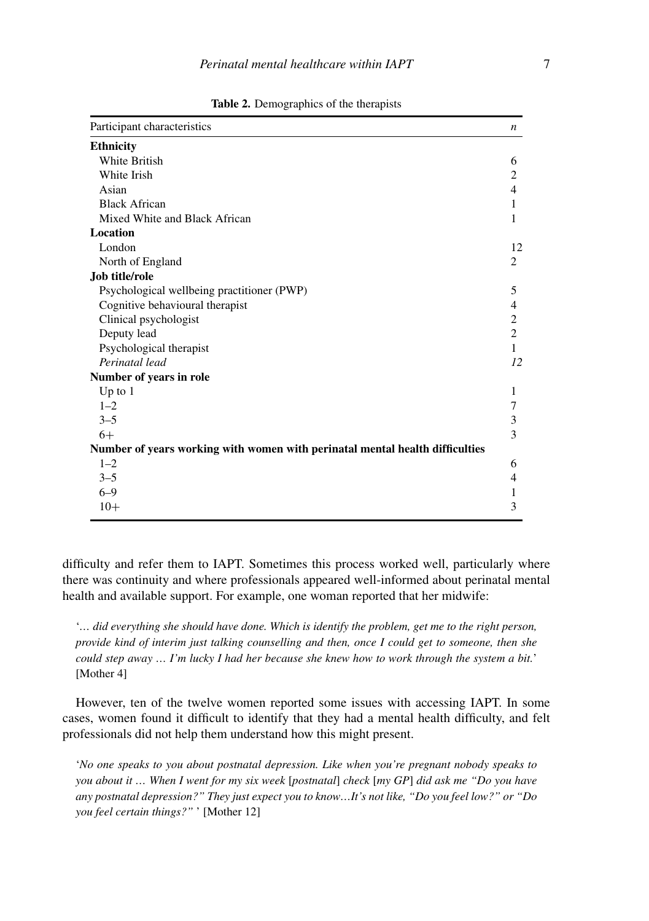**Table 2.** Demographics of the therapists

| Participant characteristics | *n* |
|---|---|
| **Ethnicity** | |
| White British | 6 |
| White Irish | 2 |
| Asian | 4 |
| Black African | 1 |
| Mixed White and Black African | 1 |
| **Location** | |
| London | 12 |
| North of England | 2 |
| **Job title/role** | |
| Psychological wellbeing practitioner (PWP) | 5 |
| Cognitive behavioural therapist | 4 |
| Clinical psychologist | 2 |
| Deputy lead | 2 |
| Psychological therapist | 1 |
| *Perinatal lead* | *12* |
| **Number of years in role** | |
| Up to 1 | 1 |
| 1–2 | 7 |
| 3–5 | 3 |
| 6+ | 3 |
| **Number of years working with women with perinatal mental health difficulties** | |
| 1–2 | 6 |
| 3–5 | 4 |
| 6–9 | 1 |
| 10+ | 3 |

difficulty and refer them to IAPT. Sometimes this process worked well, particularly where there was continuity and where professionals appeared well-informed about perinatal mental health and available support. For example, one woman reported that her midwife:

> '*… did everything she should have done. Which is identify the problem, get me to the right person, provide kind of interim just talking counselling and then, once I could get to someone, then she could step away … I'm lucky I had her because she knew how to work through the system a bit.*' [Mother 4]

However, ten of the twelve women reported some issues with accessing IAPT. In some cases, women found it difficult to identify that they had a mental health difficulty, and felt professionals did not help them understand how this might present.

> '*No one speaks to you about postnatal depression. Like when you're pregnant nobody speaks to you about it … When I went for my six week* [*postnatal*] *check* [*my GP*] *did ask me "Do you have any postnatal depression?" They just expect you to know…It's not like, "Do you feel low?" or "Do you feel certain things?"* ' [Mother 12]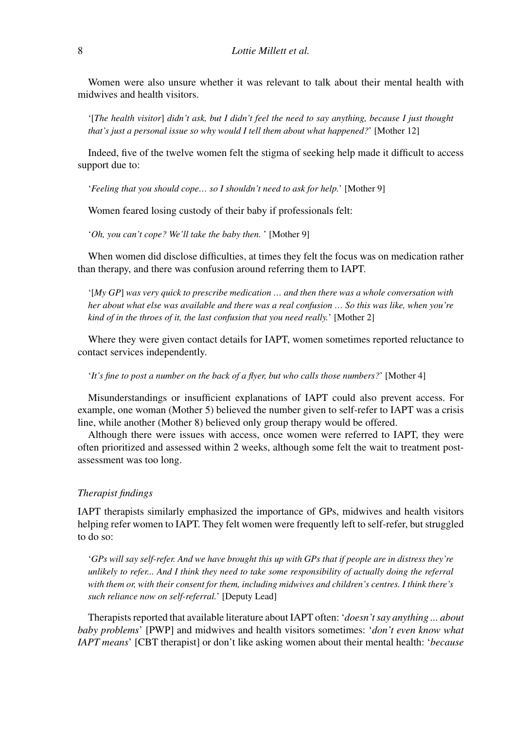Women were also unsure whether it was relevant to talk about their mental health with midwives and health visitors.

> '[*The health visitor*] *didn't ask, but I didn't feel the need to say anything, because I just thought that's just a personal issue so why would I tell them about what happened?*' [Mother 12]

Indeed, five of the twelve women felt the stigma of seeking help made it difficult to access support due to:

> '*Feeling that you should cope… so I shouldn't need to ask for help.*' [Mother 9]

Women feared losing custody of their baby if professionals felt:

> '*Oh, you can't cope? We'll take the baby then.* ' [Mother 9]

When women did disclose difficulties, at times they felt the focus was on medication rather than therapy, and there was confusion around referring them to IAPT.

> '[*My GP*] *was very quick to prescribe medication … and then there was a whole conversation with her about what else was available and there was a real confusion … So this was like, when you're kind of in the throes of it, the last confusion that you need really.*' [Mother 2]

Where they were given contact details for IAPT, women sometimes reported reluctance to contact services independently.

> '*It's fine to post a number on the back of a flyer, but who calls those numbers?*' [Mother 4]

Misunderstandings or insufficient explanations of IAPT could also prevent access. For example, one woman (Mother 5) believed the number given to self-refer to IAPT was a crisis line, while another (Mother 8) believed only group therapy would be offered.

Although there were issues with access, once women were referred to IAPT, they were often prioritized and assessed within 2 weeks, although some felt the wait to treatment post-assessment was too long.

### *Therapist findings*

IAPT therapists similarly emphasized the importance of GPs, midwives and health visitors helping refer women to IAPT. They felt women were frequently left to self-refer, but struggled to do so:

> '*GPs will say self-refer. And we have brought this up with GPs that if people are in distress they're unlikely to refer... And I think they need to take some responsibility of actually doing the referral with them or, with their consent for them, including midwives and children's centres. I think there's such reliance now on self-referral.*' [Deputy Lead]

Therapists reported that available literature about IAPT often: '*doesn't say anything ... about baby problems*' [PWP] and midwives and health visitors sometimes: '*don't even know what IAPT means*' [CBT therapist] or don't like asking women about their mental health: '*because*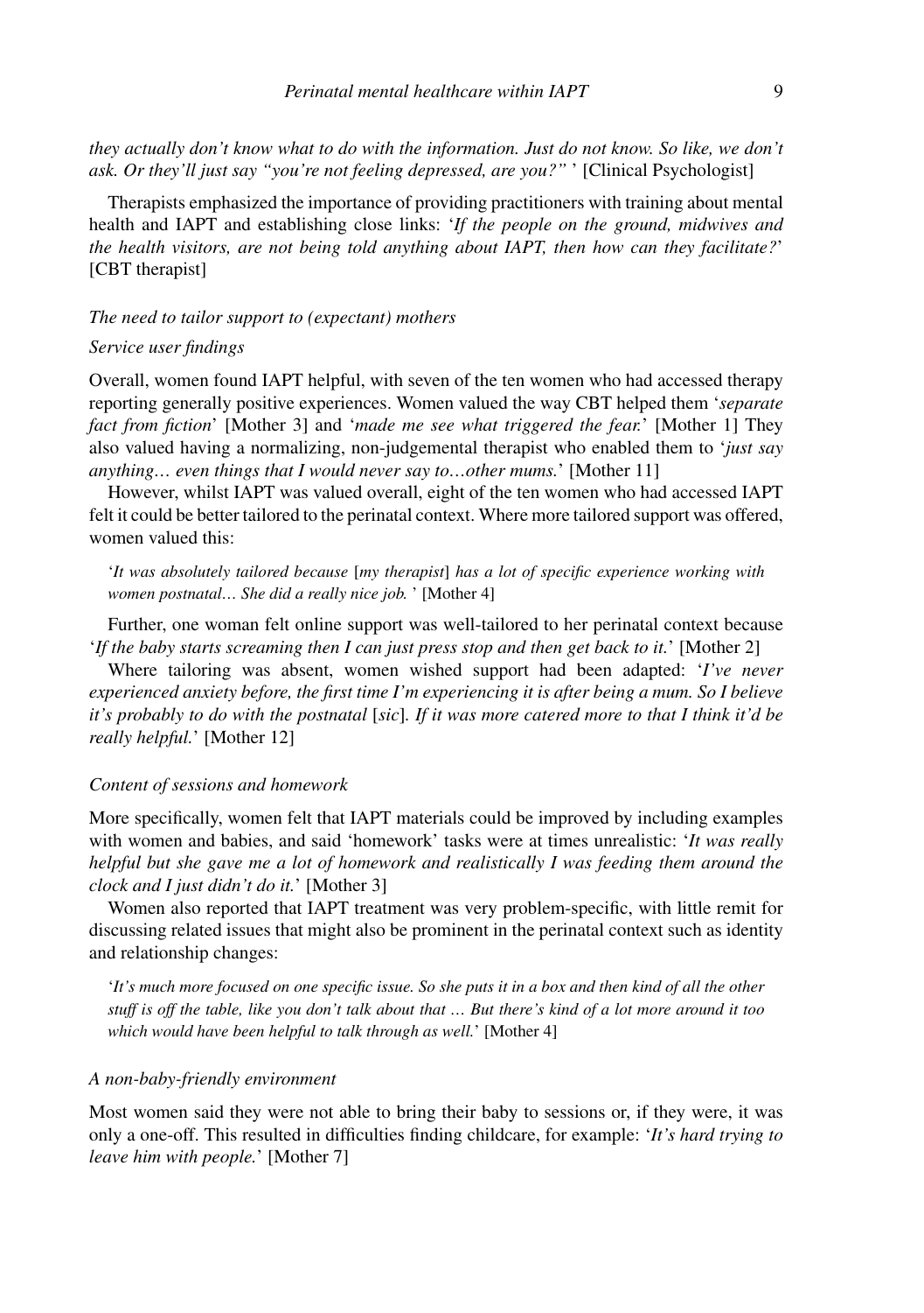*they actually don't know what to do with the information. Just do not know. So like, we don't ask. Or they'll just say "you're not feeling depressed, are you?"* ' [Clinical Psychologist]

Therapists emphasized the importance of providing practitioners with training about mental health and IAPT and establishing close links: '*If the people on the ground, midwives and the health visitors, are not being told anything about IAPT, then how can they facilitate?*' [CBT therapist]

### *The need to tailor support to (expectant) mothers*

#### *Service user findings*

Overall, women found IAPT helpful, with seven of the ten women who had accessed therapy reporting generally positive experiences. Women valued the way CBT helped them '*separate fact from fiction*' [Mother 3] and '*made me see what triggered the fear.*' [Mother 1] They also valued having a normalizing, non-judgemental therapist who enabled them to '*just say anything… even things that I would never say to…other mums.*' [Mother 11]

However, whilst IAPT was valued overall, eight of the ten women who had accessed IAPT felt it could be better tailored to the perinatal context. Where more tailored support was offered, women valued this:

> '*It was absolutely tailored because* [*my therapist*] *has a lot of specific experience working with women postnatal… She did a really nice job.* ' [Mother 4]

Further, one woman felt online support was well-tailored to her perinatal context because '*If the baby starts screaming then I can just press stop and then get back to it.*' [Mother 2]

Where tailoring was absent, women wished support had been adapted: '*I've never experienced anxiety before, the first time I'm experiencing it is after being a mum. So I believe it's probably to do with the postnatal* [*sic*]. *If it was more catered more to that I think it'd be really helpful.*' [Mother 12]

#### *Content of sessions and homework*

More specifically, women felt that IAPT materials could be improved by including examples with women and babies, and said 'homework' tasks were at times unrealistic: '*It was really helpful but she gave me a lot of homework and realistically I was feeding them around the clock and I just didn't do it.*' [Mother 3]

Women also reported that IAPT treatment was very problem-specific, with little remit for discussing related issues that might also be prominent in the perinatal context such as identity and relationship changes:

> '*It's much more focused on one specific issue. So she puts it in a box and then kind of all the other stuff is off the table, like you don't talk about that … But there's kind of a lot more around it too which would have been helpful to talk through as well.*' [Mother 4]

#### *A non-baby-friendly environment*

Most women said they were not able to bring their baby to sessions or, if they were, it was only a one-off. This resulted in difficulties finding childcare, for example: '*It's hard trying to leave him with people.*' [Mother 7]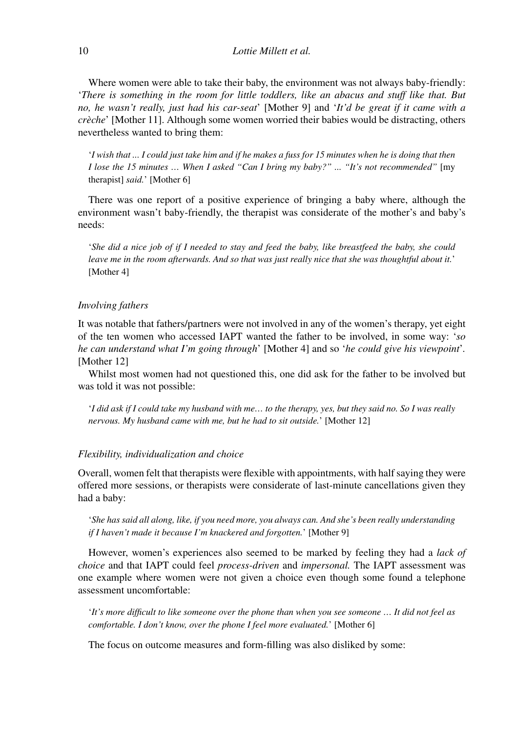Where women were able to take their baby, the environment was not always baby-friendly: '*There is something in the room for little toddlers, like an abacus and stuff like that. But no, he wasn't really, just had his car-seat*' [Mother 9] and '*It'd be great if it came with a crèche*' [Mother 11]. Although some women worried their babies would be distracting, others nevertheless wanted to bring them:

> '*I wish that ... I could just take him and if he makes a fuss for 15 minutes when he is doing that then I lose the 15 minutes … When I asked "Can I bring my baby?" ... "It's not recommended"* [my therapist] *said.*' [Mother 6]

There was one report of a positive experience of bringing a baby where, although the environment wasn't baby-friendly, the therapist was considerate of the mother's and baby's needs:

> '*She did a nice job of if I needed to stay and feed the baby, like breastfeed the baby, she could leave me in the room afterwards. And so that was just really nice that she was thoughtful about it.*' [Mother 4]

*Involving fathers*

It was notable that fathers/partners were not involved in any of the women's therapy, yet eight of the ten women who accessed IAPT wanted the father to be involved, in some way: '*so he can understand what I'm going through*' [Mother 4] and so '*he could give his viewpoint*'. [Mother 12]

Whilst most women had not questioned this, one did ask for the father to be involved but was told it was not possible:

> '*I did ask if I could take my husband with me… to the therapy, yes, but they said no. So I was really nervous. My husband came with me, but he had to sit outside.*' [Mother 12]

*Flexibility, individualization and choice*

Overall, women felt that therapists were flexible with appointments, with half saying they were offered more sessions, or therapists were considerate of last-minute cancellations given they had a baby:

> '*She has said all along, like, if you need more, you always can. And she's been really understanding if I haven't made it because I'm knackered and forgotten.*' [Mother 9]

However, women's experiences also seemed to be marked by feeling they had a *lack of choice* and that IAPT could feel *process-driven* and *impersonal.* The IAPT assessment was one example where women were not given a choice even though some found a telephone assessment uncomfortable:

> '*It's more difficult to like someone over the phone than when you see someone … It did not feel as comfortable. I don't know, over the phone I feel more evaluated.*' [Mother 6]

The focus on outcome measures and form-filling was also disliked by some: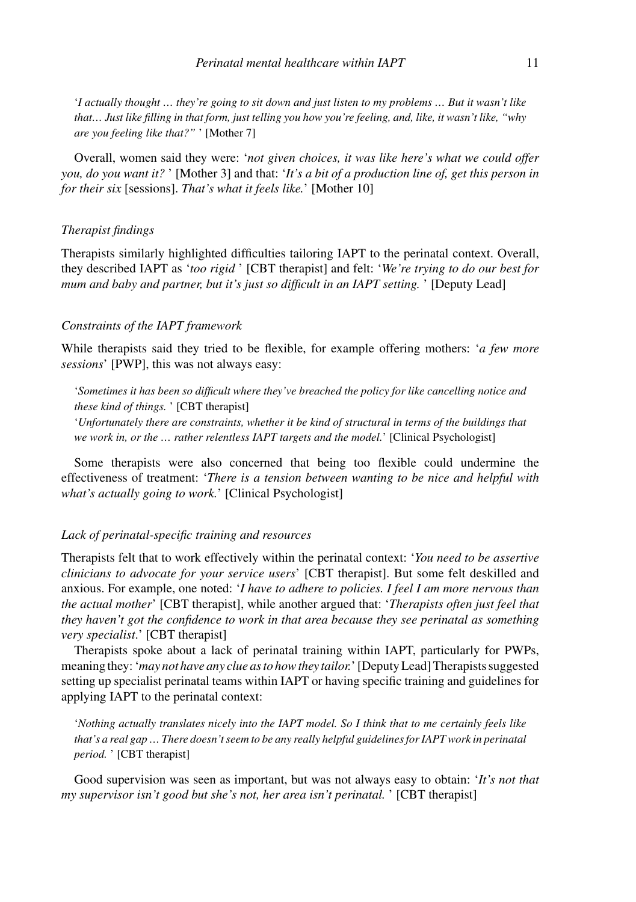'*I actually thought … they're going to sit down and just listen to my problems … But it wasn't like that… Just like filling in that form, just telling you how you're feeling, and, like, it wasn't like, "why are you feeling like that?"* ' [Mother 7]

Overall, women said they were: '*not given choices, it was like here's what we could offer you, do you want it?* ' [Mother 3] and that: '*It's a bit of a production line of, get this person in for their six* [sessions]. *That's what it feels like.*' [Mother 10]

### *Therapist findings*

Therapists similarly highlighted difficulties tailoring IAPT to the perinatal context. Overall, they described IAPT as '*too rigid* ' [CBT therapist] and felt: '*We're trying to do our best for mum and baby and partner, but it's just so difficult in an IAPT setting.* ' [Deputy Lead]

#### *Constraints of the IAPT framework*

While therapists said they tried to be flexible, for example offering mothers: '*a few more sessions*' [PWP], this was not always easy:

> '*Sometimes it has been so difficult where they've breached the policy for like cancelling notice and these kind of things.* ' [CBT therapist]
>
> '*Unfortunately there are constraints, whether it be kind of structural in terms of the buildings that we work in, or the … rather relentless IAPT targets and the model.*' [Clinical Psychologist]

Some therapists were also concerned that being too flexible could undermine the effectiveness of treatment: '*There is a tension between wanting to be nice and helpful with what's actually going to work.*' [Clinical Psychologist]

#### *Lack of perinatal-specific training and resources*

Therapists felt that to work effectively within the perinatal context: '*You need to be assertive clinicians to advocate for your service users*' [CBT therapist]. But some felt deskilled and anxious. For example, one noted: '*I have to adhere to policies. I feel I am more nervous than the actual mother*' [CBT therapist], while another argued that: '*Therapists often just feel that they haven't got the confidence to work in that area because they see perinatal as something very specialist.*' [CBT therapist]

Therapists spoke about a lack of perinatal training within IAPT, particularly for PWPs, meaning they: '*may not have any clue as to how they tailor.*' [Deputy Lead] Therapists suggested setting up specialist perinatal teams within IAPT or having specific training and guidelines for applying IAPT to the perinatal context:

> '*Nothing actually translates nicely into the IAPT model. So I think that to me certainly feels like that's a real gap … There doesn't seem to be any really helpful guidelines for IAPT work in perinatal period.* ' [CBT therapist]

Good supervision was seen as important, but was not always easy to obtain: '*It's not that my supervisor isn't good but she's not, her area isn't perinatal.* ' [CBT therapist]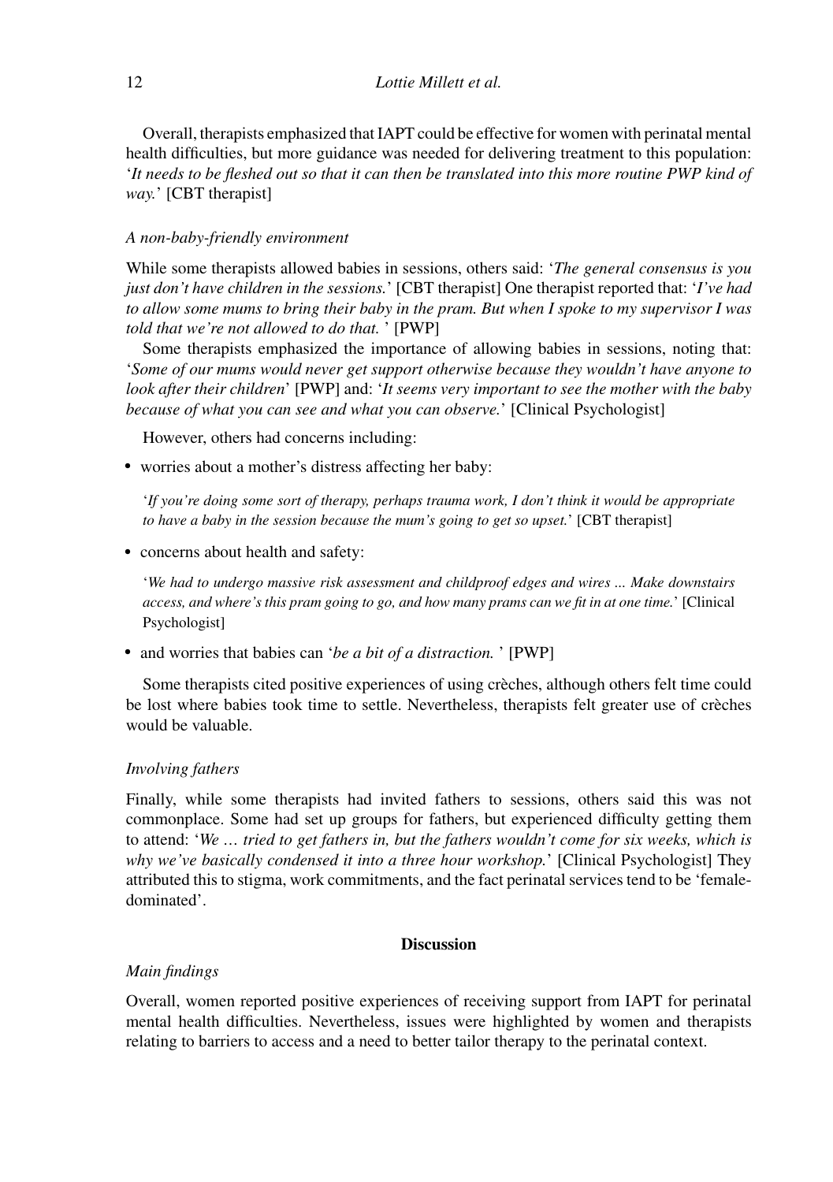Overall, therapists emphasized that IAPT could be effective for women with perinatal mental health difficulties, but more guidance was needed for delivering treatment to this population: '*It needs to be fleshed out so that it can then be translated into this more routine PWP kind of way.*' [CBT therapist]

### *A non-baby-friendly environment*

While some therapists allowed babies in sessions, others said: '*The general consensus is you just don't have children in the sessions.*' [CBT therapist] One therapist reported that: '*I've had to allow some mums to bring their baby in the pram. But when I spoke to my supervisor I was told that we're not allowed to do that.* ' [PWP]

Some therapists emphasized the importance of allowing babies in sessions, noting that: '*Some of our mums would never get support otherwise because they wouldn't have anyone to look after their children*' [PWP] and: '*It seems very important to see the mother with the baby because of what you can see and what you can observe.*' [Clinical Psychologist]

However, others had concerns including:

- worries about a mother's distress affecting her baby:

  '*If you're doing some sort of therapy, perhaps trauma work, I don't think it would be appropriate to have a baby in the session because the mum's going to get so upset.*' [CBT therapist]

- concerns about health and safety:

  '*We had to undergo massive risk assessment and childproof edges and wires ... Make downstairs access, and where's this pram going to go, and how many prams can we fit in at one time.*' [Clinical Psychologist]

- and worries that babies can '*be a bit of a distraction.* ' [PWP]

Some therapists cited positive experiences of using crèches, although others felt time could be lost where babies took time to settle. Nevertheless, therapists felt greater use of crèches would be valuable.

### *Involving fathers*

Finally, while some therapists had invited fathers to sessions, others said this was not commonplace. Some had set up groups for fathers, but experienced difficulty getting them to attend: '*We … tried to get fathers in, but the fathers wouldn't come for six weeks, which is why we've basically condensed it into a three hour workshop.*' [Clinical Psychologist] They attributed this to stigma, work commitments, and the fact perinatal services tend to be 'female-dominated'.

## Discussion

### *Main findings*

Overall, women reported positive experiences of receiving support from IAPT for perinatal mental health difficulties. Nevertheless, issues were highlighted by women and therapists relating to barriers to access and a need to better tailor therapy to the perinatal context.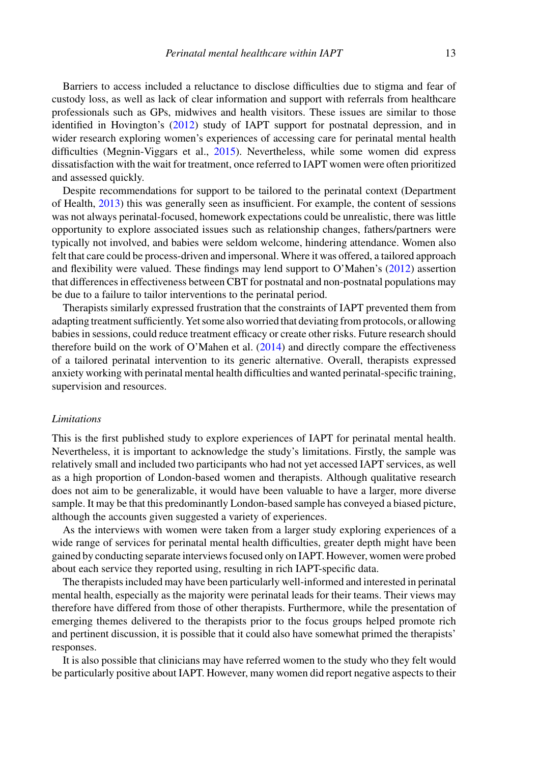Barriers to access included a reluctance to disclose difficulties due to stigma and fear of custody loss, as well as lack of clear information and support with referrals from healthcare professionals such as GPs, midwives and health visitors. These issues are similar to those identified in Hovington's (2012) study of IAPT support for postnatal depression, and in wider research exploring women's experiences of accessing care for perinatal mental health difficulties (Megnin-Viggars et al., 2015). Nevertheless, while some women did express dissatisfaction with the wait for treatment, once referred to IAPT women were often prioritized and assessed quickly.

Despite recommendations for support to be tailored to the perinatal context (Department of Health, 2013) this was generally seen as insufficient. For example, the content of sessions was not always perinatal-focused, homework expectations could be unrealistic, there was little opportunity to explore associated issues such as relationship changes, fathers/partners were typically not involved, and babies were seldom welcome, hindering attendance. Women also felt that care could be process-driven and impersonal. Where it was offered, a tailored approach and flexibility were valued. These findings may lend support to O'Mahen's (2012) assertion that differences in effectiveness between CBT for postnatal and non-postnatal populations may be due to a failure to tailor interventions to the perinatal period.

Therapists similarly expressed frustration that the constraints of IAPT prevented them from adapting treatment sufficiently. Yet some also worried that deviating from protocols, or allowing babies in sessions, could reduce treatment efficacy or create other risks. Future research should therefore build on the work of O'Mahen et al. (2014) and directly compare the effectiveness of a tailored perinatal intervention to its generic alternative. Overall, therapists expressed anxiety working with perinatal mental health difficulties and wanted perinatal-specific training, supervision and resources.

### *Limitations*

This is the first published study to explore experiences of IAPT for perinatal mental health. Nevertheless, it is important to acknowledge the study's limitations. Firstly, the sample was relatively small and included two participants who had not yet accessed IAPT services, as well as a high proportion of London-based women and therapists. Although qualitative research does not aim to be generalizable, it would have been valuable to have a larger, more diverse sample. It may be that this predominantly London-based sample has conveyed a biased picture, although the accounts given suggested a variety of experiences.

As the interviews with women were taken from a larger study exploring experiences of a wide range of services for perinatal mental health difficulties, greater depth might have been gained by conducting separate interviews focused only on IAPT. However, women were probed about each service they reported using, resulting in rich IAPT-specific data.

The therapists included may have been particularly well-informed and interested in perinatal mental health, especially as the majority were perinatal leads for their teams. Their views may therefore have differed from those of other therapists. Furthermore, while the presentation of emerging themes delivered to the therapists prior to the focus groups helped promote rich and pertinent discussion, it is possible that it could also have somewhat primed the therapists' responses.

It is also possible that clinicians may have referred women to the study who they felt would be particularly positive about IAPT. However, many women did report negative aspects to their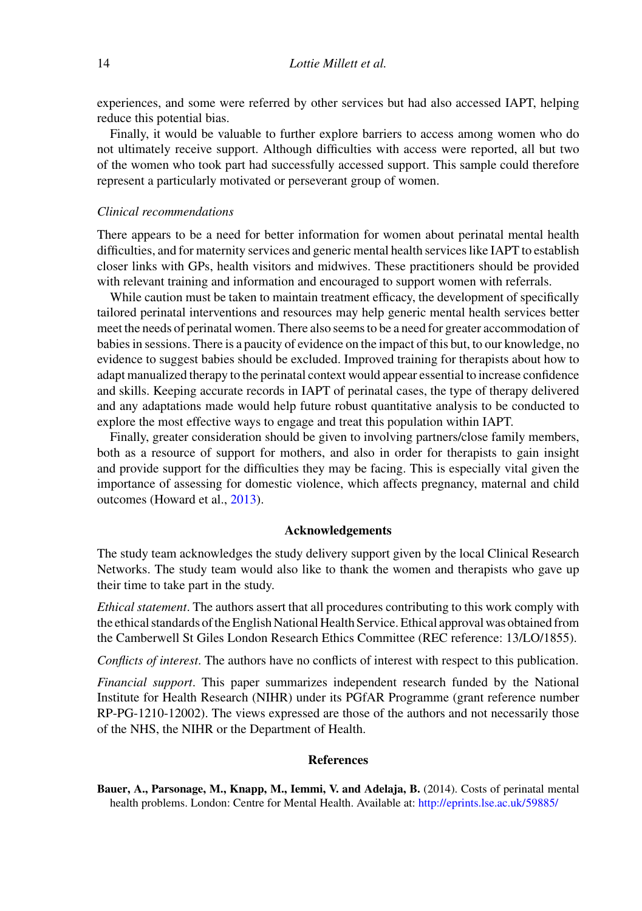experiences, and some were referred by other services but had also accessed IAPT, helping reduce this potential bias.

Finally, it would be valuable to further explore barriers to access among women who do not ultimately receive support. Although difficulties with access were reported, all but two of the women who took part had successfully accessed support. This sample could therefore represent a particularly motivated or perseverant group of women.

### *Clinical recommendations*

There appears to be a need for better information for women about perinatal mental health difficulties, and for maternity services and generic mental health services like IAPT to establish closer links with GPs, health visitors and midwives. These practitioners should be provided with relevant training and information and encouraged to support women with referrals.

While caution must be taken to maintain treatment efficacy, the development of specifically tailored perinatal interventions and resources may help generic mental health services better meet the needs of perinatal women. There also seems to be a need for greater accommodation of babies in sessions. There is a paucity of evidence on the impact of this but, to our knowledge, no evidence to suggest babies should be excluded. Improved training for therapists about how to adapt manualized therapy to the perinatal context would appear essential to increase confidence and skills. Keeping accurate records in IAPT of perinatal cases, the type of therapy delivered and any adaptations made would help future robust quantitative analysis to be conducted to explore the most effective ways to engage and treat this population within IAPT.

Finally, greater consideration should be given to involving partners/close family members, both as a resource of support for mothers, and also in order for therapists to gain insight and provide support for the difficulties they may be facing. This is especially vital given the importance of assessing for domestic violence, which affects pregnancy, maternal and child outcomes (Howard et al., 2013).

## Acknowledgements

The study team acknowledges the study delivery support given by the local Clinical Research Networks. The study team would also like to thank the women and therapists who gave up their time to take part in the study.

*Ethical statement*. The authors assert that all procedures contributing to this work comply with the ethical standards of the English National Health Service. Ethical approval was obtained from the Camberwell St Giles London Research Ethics Committee (REC reference: 13/LO/1855).

*Conflicts of interest*. The authors have no conflicts of interest with respect to this publication.

*Financial support*. This paper summarizes independent research funded by the National Institute for Health Research (NIHR) under its PGfAR Programme (grant reference number RP-PG-1210-12002). The views expressed are those of the authors and not necessarily those of the NHS, the NIHR or the Department of Health.

## References

**Bauer, A., Parsonage, M., Knapp, M., Iemmi, V. and Adelaja, B.** (2014). Costs of perinatal mental health problems. London: Centre for Mental Health. Available at: http://eprints.lse.ac.uk/59885/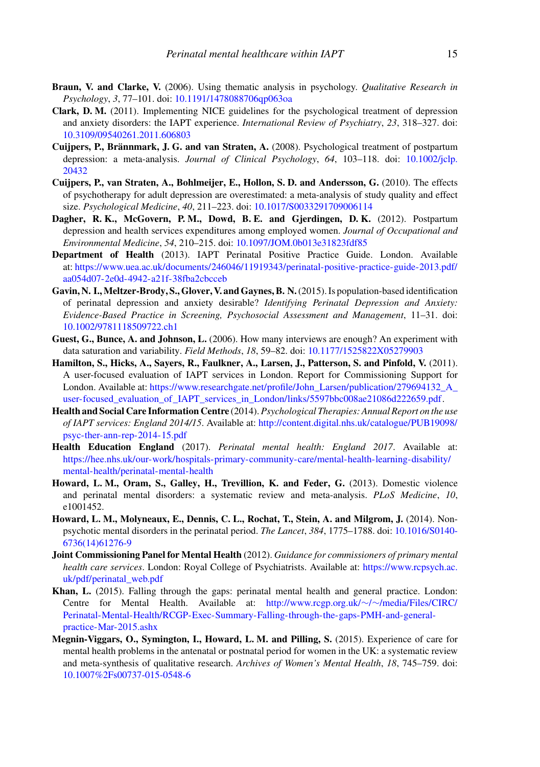**Braun, V. and Clarke, V.** (2006). Using thematic analysis in psychology. *Qualitative Research in Psychology*, *3*, 77–101. doi: 10.1191/1478088706qp063oa

**Clark, D. M.** (2011). Implementing NICE guidelines for the psychological treatment of depression and anxiety disorders: the IAPT experience. *International Review of Psychiatry*, *23*, 318–327. doi: 10.3109/09540261.2011.606803

**Cuijpers, P., Brännmark, J. G. and van Straten, A.** (2008). Psychological treatment of postpartum depression: a meta-analysis. *Journal of Clinical Psychology*, *64*, 103–118. doi: 10.1002/jclp.20432

**Cuijpers, P., van Straten, A., Bohlmeijer, E., Hollon, S. D. and Andersson, G.** (2010). The effects of psychotherapy for adult depression are overestimated: a meta-analysis of study quality and effect size. *Psychological Medicine*, *40*, 211–223. doi: 10.1017/S0033291709006114

**Dagher, R. K., McGovern, P. M., Dowd, B. E. and Gjerdingen, D. K.** (2012). Postpartum depression and health services expenditures among employed women. *Journal of Occupational and Environmental Medicine*, *54*, 210–215. doi: 10.1097/JOM.0b013e31823fdf85

**Department of Health** (2013). IAPT Perinatal Positive Practice Guide. London. Available at: https://www.uea.ac.uk/documents/246046/11919343/perinatal-positive-practice-guide-2013.pdf/aa054d07-2e0d-4942-a21f-38fba2cbcceb

**Gavin, N. I., Meltzer-Brody, S., Glover, V. and Gaynes, B. N.** (2015). Is population-based identification of perinatal depression and anxiety desirable? *Identifying Perinatal Depression and Anxiety: Evidence-Based Practice in Screening, Psychosocial Assessment and Management*, 11–31. doi: 10.1002/9781118509722.ch1

**Guest, G., Bunce, A. and Johnson, L.** (2006). How many interviews are enough? An experiment with data saturation and variability. *Field Methods*, *18*, 59–82. doi: 10.1177/1525822X05279903

**Hamilton, S., Hicks, A., Sayers, R., Faulkner, A., Larsen, J., Patterson, S. and Pinfold, V.** (2011). A user-focused evaluation of IAPT services in London. Report for Commissioning Support for London. Available at: https://www.researchgate.net/profile/John_Larsen/publication/279694132_A_user-focused_evaluation_of_IAPT_services_in_London/links/5597bbc008ae21086d222659.pdf.

**Health and Social Care Information Centre** (2014). *Psychological Therapies: Annual Report on the use of IAPT services: England 2014/15*. Available at: http://content.digital.nhs.uk/catalogue/PUB19098/psyc-ther-ann-rep-2014-15.pdf

**Health Education England** (2017). *Perinatal mental health: England 2017*. Available at: https://hee.nhs.uk/our-work/hospitals-primary-community-care/mental-health-learning-disability/mental-health/perinatal-mental-health

**Howard, L. M., Oram, S., Galley, H., Trevillion, K. and Feder, G.** (2013). Domestic violence and perinatal mental disorders: a systematic review and meta-analysis. *PLoS Medicine*, *10*, e1001452.

**Howard, L. M., Molyneaux, E., Dennis, C. L., Rochat, T., Stein, A. and Milgrom, J.** (2014). Non-psychotic mental disorders in the perinatal period. *The Lancet*, *384*, 1775–1788. doi: 10.1016/S0140-6736(14)61276-9

**Joint Commissioning Panel for Mental Health** (2012). *Guidance for commissioners of primary mental health care services*. London: Royal College of Psychiatrists. Available at: https://www.rcpsych.ac.uk/pdf/perinatal_web.pdf

**Khan, L.** (2015). Falling through the gaps: perinatal mental health and general practice. London: Centre for Mental Health. Available at: http://www.rcgp.org.uk/~/~/media/Files/CIRC/Perinatal-Mental-Health/RCGP-Exec-Summary-Falling-through-the-gaps-PMH-and-general-practice-Mar-2015.ashx

**Megnin-Viggars, O., Symington, I., Howard, L. M. and Pilling, S.** (2015). Experience of care for mental health problems in the antenatal or postnatal period for women in the UK: a systematic review and meta-synthesis of qualitative research. *Archives of Women's Mental Health*, *18*, 745–759. doi: 10.1007%2Fs00737-015-0548-6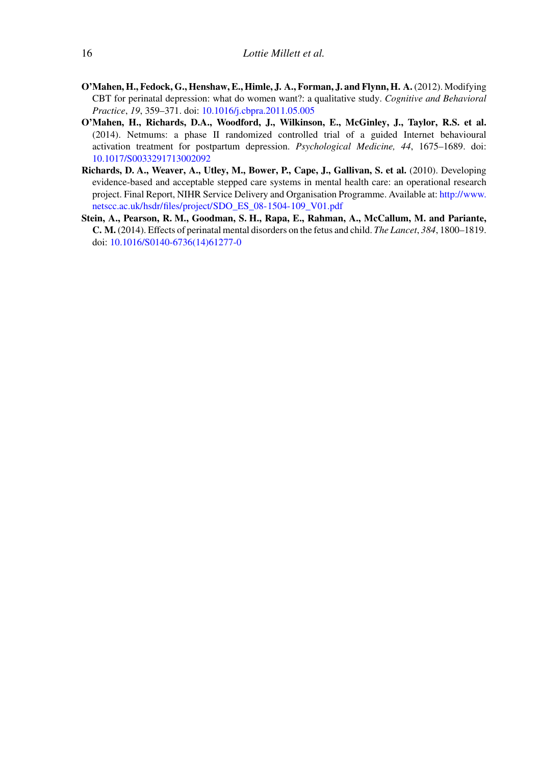**O'Mahen, H., Fedock, G., Henshaw, E., Himle, J. A., Forman, J. and Flynn, H. A.** (2012). Modifying CBT for perinatal depression: what do women want?: a qualitative study. *Cognitive and Behavioral Practice*, *19*, 359–371. doi: 10.1016/j.cbpra.2011.05.005

**O'Mahen, H., Richards, D.A., Woodford, J., Wilkinson, E., McGinley, J., Taylor, R.S. et al.** (2014). Netmums: a phase II randomized controlled trial of a guided Internet behavioural activation treatment for postpartum depression. *Psychological Medicine, 44*, 1675–1689. doi: 10.1017/S0033291713002092

**Richards, D. A., Weaver, A., Utley, M., Bower, P., Cape, J., Gallivan, S. et al.** (2010). Developing evidence-based and acceptable stepped care systems in mental health care: an operational research project. Final Report, NIHR Service Delivery and Organisation Programme. Available at: http://www.netscc.ac.uk/hsdr/files/project/SDO_ES_08-1504-109_V01.pdf

**Stein, A., Pearson, R. M., Goodman, S. H., Rapa, E., Rahman, A., McCallum, M. and Pariante, C. M.** (2014). Effects of perinatal mental disorders on the fetus and child. *The Lancet*, *384*, 1800–1819. doi: 10.1016/S0140-6736(14)61277-0